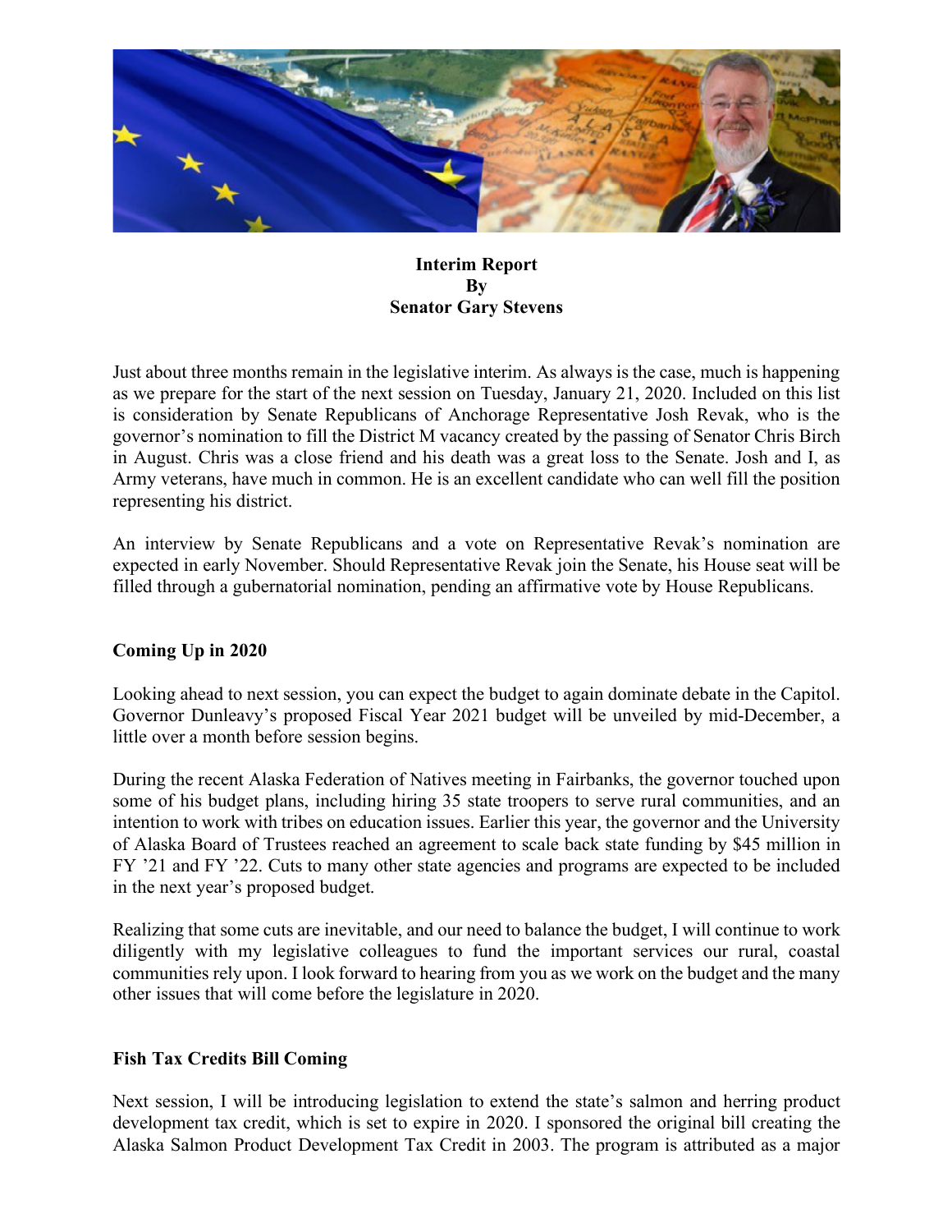**Interim Report**
**By**
**Senator Gary Stevens**

Just about three months remain in the legislative interim. As always is the case, much is happening as we prepare for the start of the next session on Tuesday, January 21, 2020. Included on this list is consideration by Senate Republicans of Anchorage Representative Josh Revak, who is the governor's nomination to fill the District M vacancy created by the passing of Senator Chris Birch in August. Chris was a close friend and his death was a great loss to the Senate. Josh and I, as Army veterans, have much in common. He is an excellent candidate who can well fill the position representing his district.

An interview by Senate Republicans and a vote on Representative Revak's nomination are expected in early November. Should Representative Revak join the Senate, his House seat will be filled through a gubernatorial nomination, pending an affirmative vote by House Republicans.

## Coming Up in 2020

Looking ahead to next session, you can expect the budget to again dominate debate in the Capitol. Governor Dunleavy's proposed Fiscal Year 2021 budget will be unveiled by mid-December, a little over a month before session begins.

During the recent Alaska Federation of Natives meeting in Fairbanks, the governor touched upon some of his budget plans, including hiring 35 state troopers to serve rural communities, and an intention to work with tribes on education issues. Earlier this year, the governor and the University of Alaska Board of Trustees reached an agreement to scale back state funding by $45 million in FY '21 and FY '22. Cuts to many other state agencies and programs are expected to be included in the next year's proposed budget.

Realizing that some cuts are inevitable, and our need to balance the budget, I will continue to work diligently with my legislative colleagues to fund the important services our rural, coastal communities rely upon. I look forward to hearing from you as we work on the budget and the many other issues that will come before the legislature in 2020.

## Fish Tax Credits Bill Coming

Next session, I will be introducing legislation to extend the state's salmon and herring product development tax credit, which is set to expire in 2020. I sponsored the original bill creating the Alaska Salmon Product Development Tax Credit in 2003. The program is attributed as a major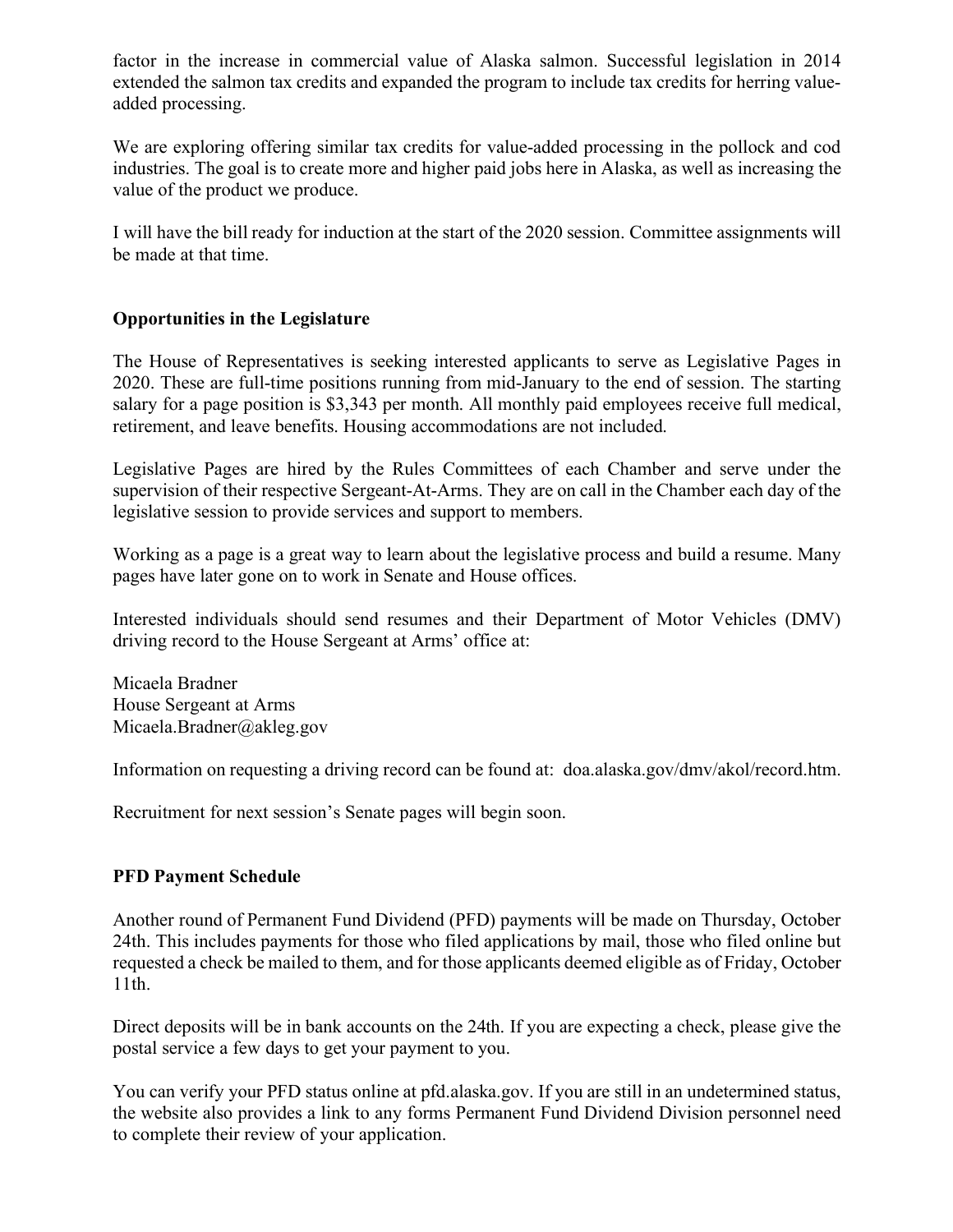factor in the increase in commercial value of Alaska salmon. Successful legislation in 2014 extended the salmon tax credits and expanded the program to include tax credits for herring value-added processing.

We are exploring offering similar tax credits for value-added processing in the pollock and cod industries. The goal is to create more and higher paid jobs here in Alaska, as well as increasing the value of the product we produce.

I will have the bill ready for induction at the start of the 2020 session. Committee assignments will be made at that time.

**Opportunities in the Legislature**

The House of Representatives is seeking interested applicants to serve as Legislative Pages in 2020. These are full-time positions running from mid-January to the end of session. The starting salary for a page position is $3,343 per month. All monthly paid employees receive full medical, retirement, and leave benefits. Housing accommodations are not included.

Legislative Pages are hired by the Rules Committees of each Chamber and serve under the supervision of their respective Sergeant-At-Arms. They are on call in the Chamber each day of the legislative session to provide services and support to members.

Working as a page is a great way to learn about the legislative process and build a resume. Many pages have later gone on to work in Senate and House offices.

Interested individuals should send resumes and their Department of Motor Vehicles (DMV) driving record to the House Sergeant at Arms' office at:

Micaela Bradner  
House Sergeant at Arms  
Micaela.Bradner@akleg.gov

Information on requesting a driving record can be found at: doa.alaska.gov/dmv/akol/record.htm.

Recruitment for next session's Senate pages will begin soon.

**PFD Payment Schedule**

Another round of Permanent Fund Dividend (PFD) payments will be made on Thursday, October 24th. This includes payments for those who filed applications by mail, those who filed online but requested a check be mailed to them, and for those applicants deemed eligible as of Friday, October 11th.

Direct deposits will be in bank accounts on the 24th. If you are expecting a check, please give the postal service a few days to get your payment to you.

You can verify your PFD status online at pfd.alaska.gov. If you are still in an undetermined status, the website also provides a link to any forms Permanent Fund Dividend Division personnel need to complete their review of your application.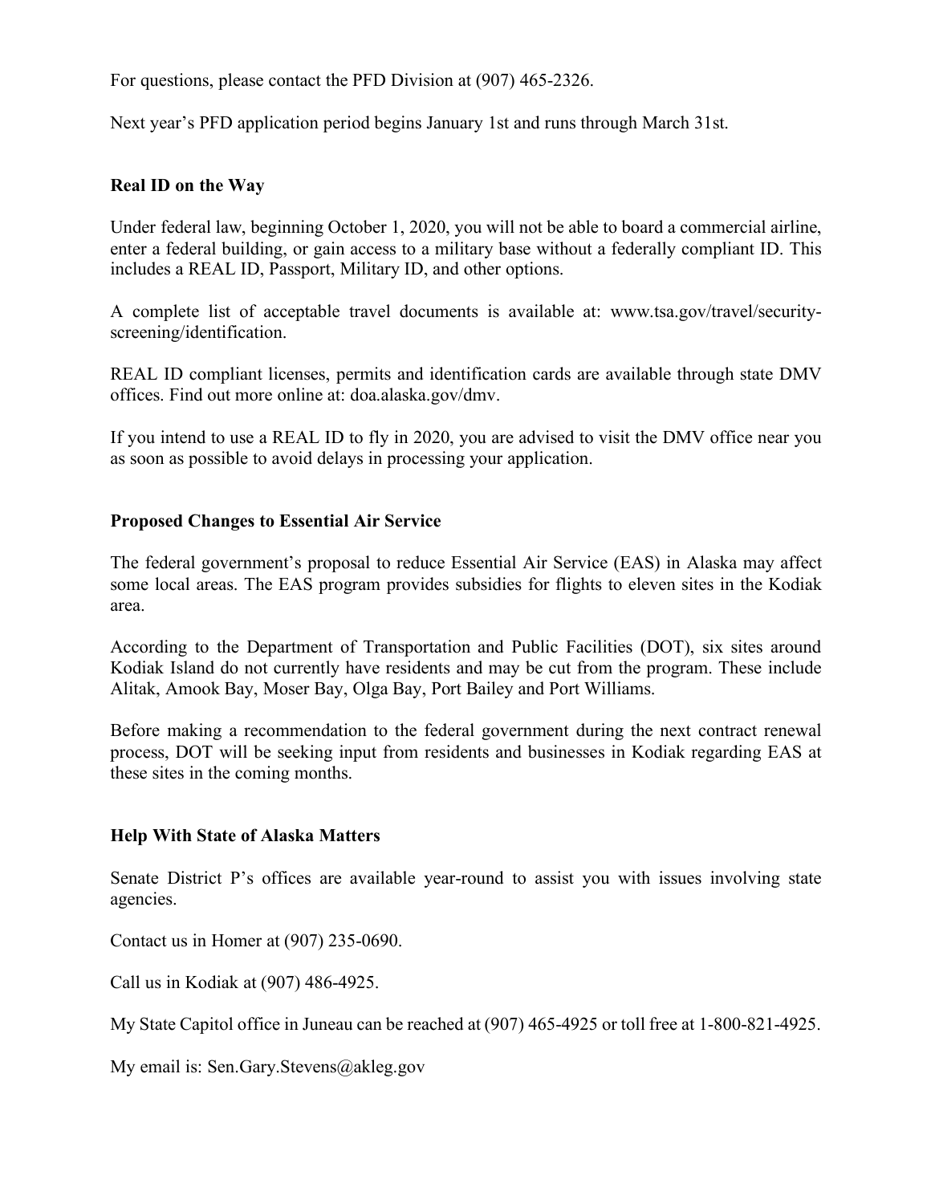For questions, please contact the PFD Division at (907) 465-2326.

Next year's PFD application period begins January 1st and runs through March 31st.

**Real ID on the Way**

Under federal law, beginning October 1, 2020, you will not be able to board a commercial airline, enter a federal building, or gain access to a military base without a federally compliant ID. This includes a REAL ID, Passport, Military ID, and other options.

A complete list of acceptable travel documents is available at: www.tsa.gov/travel/security-screening/identification.

REAL ID compliant licenses, permits and identification cards are available through state DMV offices. Find out more online at: doa.alaska.gov/dmv.

If you intend to use a REAL ID to fly in 2020, you are advised to visit the DMV office near you as soon as possible to avoid delays in processing your application.

**Proposed Changes to Essential Air Service**

The federal government's proposal to reduce Essential Air Service (EAS) in Alaska may affect some local areas. The EAS program provides subsidies for flights to eleven sites in the Kodiak area.

According to the Department of Transportation and Public Facilities (DOT), six sites around Kodiak Island do not currently have residents and may be cut from the program. These include Alitak, Amook Bay, Moser Bay, Olga Bay, Port Bailey and Port Williams.

Before making a recommendation to the federal government during the next contract renewal process, DOT will be seeking input from residents and businesses in Kodiak regarding EAS at these sites in the coming months.

**Help With State of Alaska Matters**

Senate District P's offices are available year-round to assist you with issues involving state agencies.

Contact us in Homer at (907) 235-0690.

Call us in Kodiak at (907) 486-4925.

My State Capitol office in Juneau can be reached at (907) 465-4925 or toll free at 1-800-821-4925.

My email is: Sen.Gary.Stevens@akleg.gov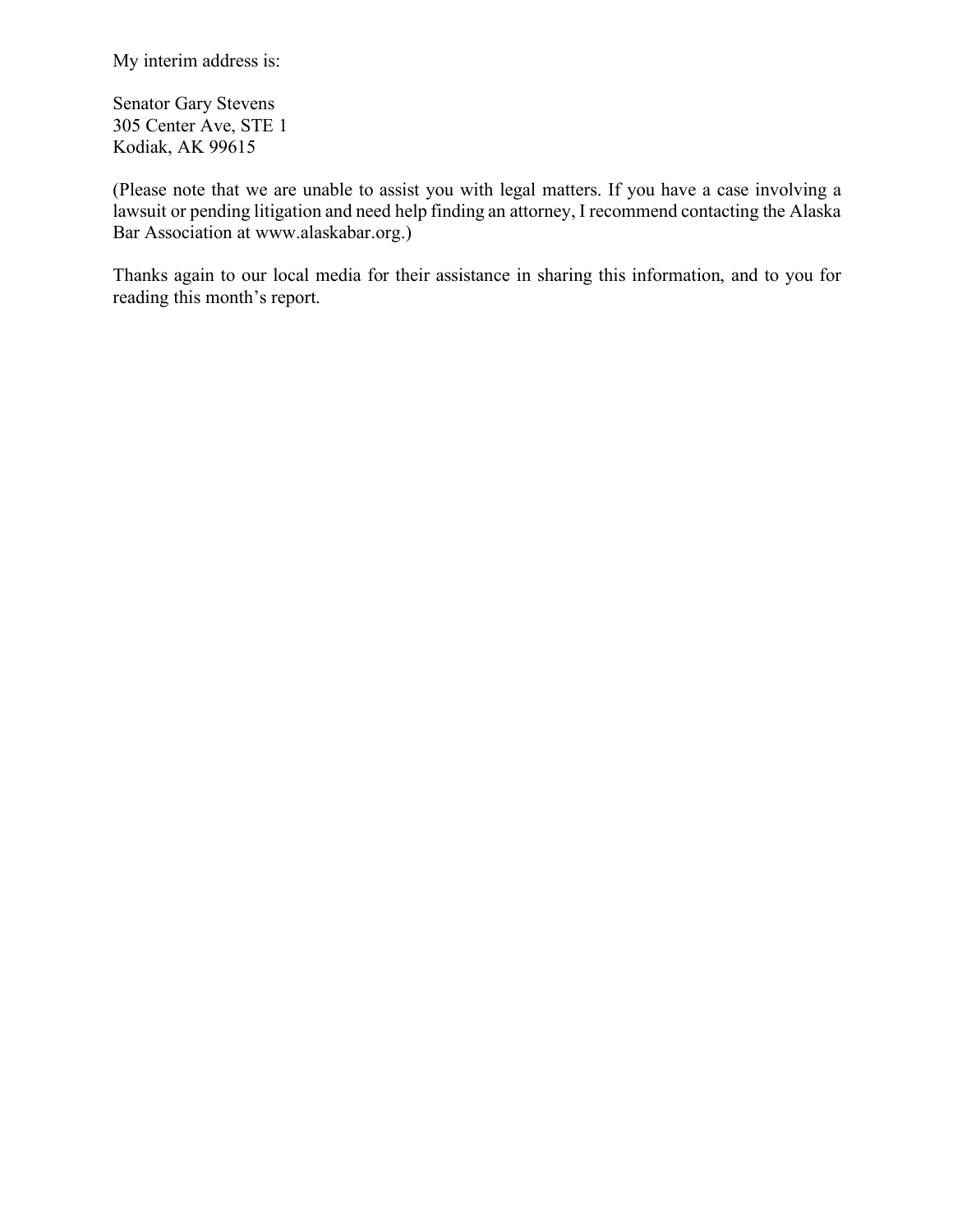My interim address is:

Senator Gary Stevens
305 Center Ave, STE 1
Kodiak, AK 99615

(Please note that we are unable to assist you with legal matters. If you have a case involving a lawsuit or pending litigation and need help finding an attorney, I recommend contacting the Alaska Bar Association at www.alaskabar.org.)

Thanks again to our local media for their assistance in sharing this information, and to you for reading this month's report.